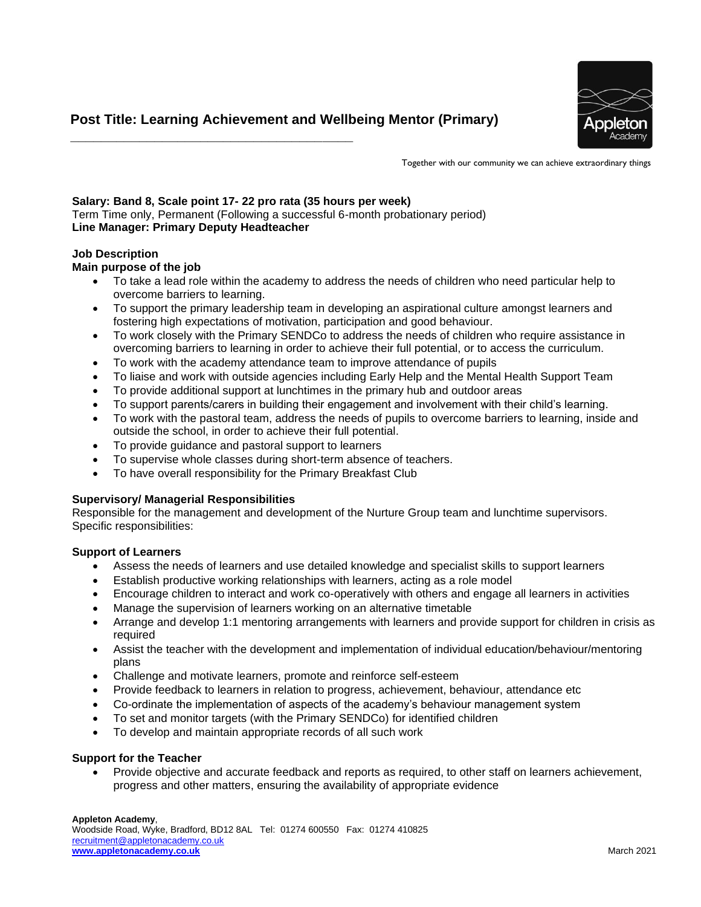# Post Title: Learning Achievement and Wellbeing Mentor (Primary)

Appleton Academy

Together with our community we can achieve extraordinary things

**Salary: Band 8, Scale point 17- 22 pro rata (35 hours per week)**
Term Time only, Permanent (Following a successful 6-month probationary period)
**Line Manager: Primary Deputy Headteacher**

## Job Description

### Main purpose of the job

- To take a lead role within the academy to address the needs of children who need particular help to overcome barriers to learning.
- To support the primary leadership team in developing an aspirational culture amongst learners and fostering high expectations of motivation, participation and good behaviour.
- To work closely with the Primary SENDCo to address the needs of children who require assistance in overcoming barriers to learning in order to achieve their full potential, or to access the curriculum.
- To work with the academy attendance team to improve attendance of pupils
- To liaise and work with outside agencies including Early Help and the Mental Health Support Team
- To provide additional support at lunchtimes in the primary hub and outdoor areas
- To support parents/carers in building their engagement and involvement with their child's learning.
- To work with the pastoral team, address the needs of pupils to overcome barriers to learning, inside and outside the school, in order to achieve their full potential.
- To provide guidance and pastoral support to learners
- To supervise whole classes during short-term absence of teachers.
- To have overall responsibility for the Primary Breakfast Club

### Supervisory/ Managerial Responsibilities

Responsible for the management and development of the Nurture Group team and lunchtime supervisors.
Specific responsibilities:

### Support of Learners

- Assess the needs of learners and use detailed knowledge and specialist skills to support learners
- Establish productive working relationships with learners, acting as a role model
- Encourage children to interact and work co-operatively with others and engage all learners in activities
- Manage the supervision of learners working on an alternative timetable
- Arrange and develop 1:1 mentoring arrangements with learners and provide support for children in crisis as required
- Assist the teacher with the development and implementation of individual education/behaviour/mentoring plans
- Challenge and motivate learners, promote and reinforce self-esteem
- Provide feedback to learners in relation to progress, achievement, behaviour, attendance etc
- Co-ordinate the implementation of aspects of the academy's behaviour management system
- To set and monitor targets (with the Primary SENDCo) for identified children
- To develop and maintain appropriate records of all such work

### Support for the Teacher

- Provide objective and accurate feedback and reports as required, to other staff on learners achievement, progress and other matters, ensuring the availability of appropriate evidence

**Appleton Academy**,
Woodside Road, Wyke, Bradford, BD12 8AL Tel: 01274 600550 Fax: 01274 410825
recruitment@appletonacademy.co.uk
**www.appletonacademy.co.uk**

March 2021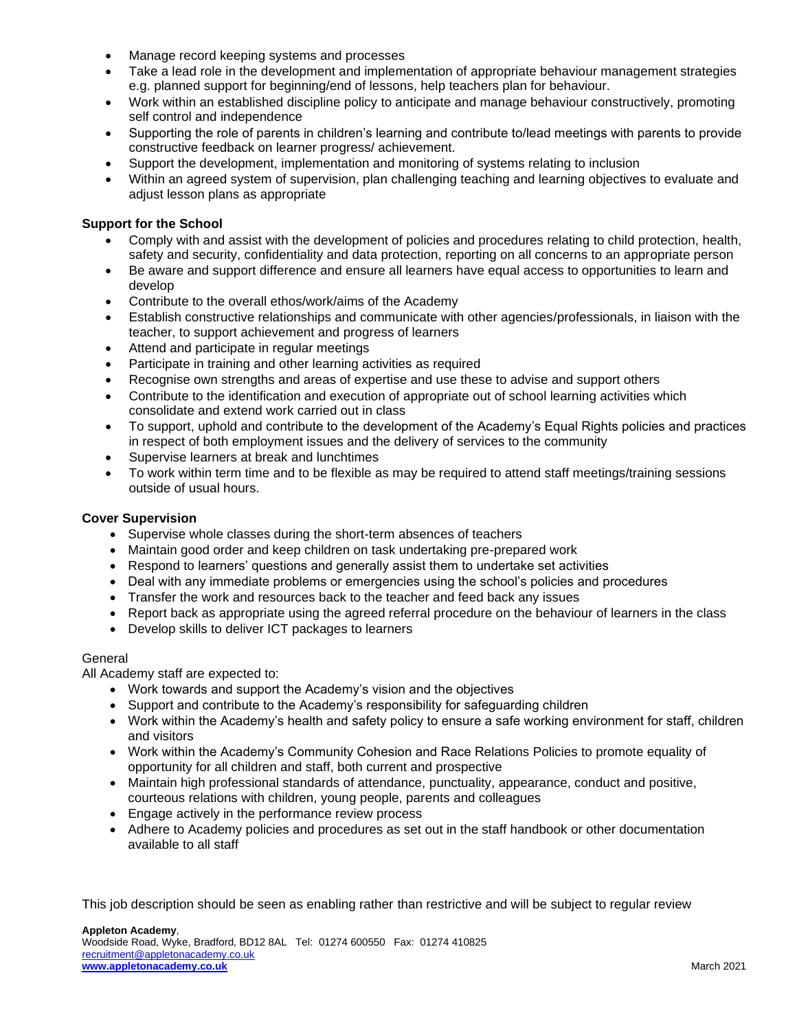- Manage record keeping systems and processes
- Take a lead role in the development and implementation of appropriate behaviour management strategies e.g. planned support for beginning/end of lessons, help teachers plan for behaviour.
- Work within an established discipline policy to anticipate and manage behaviour constructively, promoting self control and independence
- Supporting the role of parents in children's learning and contribute to/lead meetings with parents to provide constructive feedback on learner progress/ achievement.
- Support the development, implementation and monitoring of systems relating to inclusion
- Within an agreed system of supervision, plan challenging teaching and learning objectives to evaluate and adjust lesson plans as appropriate

**Support for the School**

- Comply with and assist with the development of policies and procedures relating to child protection, health, safety and security, confidentiality and data protection, reporting on all concerns to an appropriate person
- Be aware and support difference and ensure all learners have equal access to opportunities to learn and develop
- Contribute to the overall ethos/work/aims of the Academy
- Establish constructive relationships and communicate with other agencies/professionals, in liaison with the teacher, to support achievement and progress of learners
- Attend and participate in regular meetings
- Participate in training and other learning activities as required
- Recognise own strengths and areas of expertise and use these to advise and support others
- Contribute to the identification and execution of appropriate out of school learning activities which consolidate and extend work carried out in class
- To support, uphold and contribute to the development of the Academy's Equal Rights policies and practices in respect of both employment issues and the delivery of services to the community
- Supervise learners at break and lunchtimes
- To work within term time and to be flexible as may be required to attend staff meetings/training sessions outside of usual hours.

**Cover Supervision**

- Supervise whole classes during the short-term absences of teachers
- Maintain good order and keep children on task undertaking pre-prepared work
- Respond to learners' questions and generally assist them to undertake set activities
- Deal with any immediate problems or emergencies using the school's policies and procedures
- Transfer the work and resources back to the teacher and feed back any issues
- Report back as appropriate using the agreed referral procedure on the behaviour of learners in the class
- Develop skills to deliver ICT packages to learners

General

All Academy staff are expected to:

- Work towards and support the Academy's vision and the objectives
- Support and contribute to the Academy's responsibility for safeguarding children
- Work within the Academy's health and safety policy to ensure a safe working environment for staff, children and visitors
- Work within the Academy's Community Cohesion and Race Relations Policies to promote equality of opportunity for all children and staff, both current and prospective
- Maintain high professional standards of attendance, punctuality, appearance, conduct and positive, courteous relations with children, young people, parents and colleagues
- Engage actively in the performance review process
- Adhere to Academy policies and procedures as set out in the staff handbook or other documentation available to all staff

This job description should be seen as enabling rather than restrictive and will be subject to regular review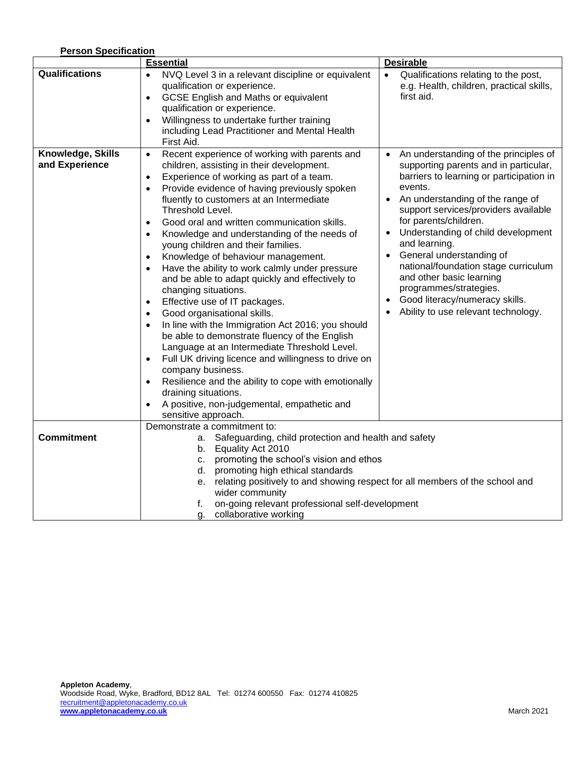**Person Specification**

| | Essential | Desirable |
|---|---|---|
| **Qualifications** | • NVQ Level 3 in a relevant discipline or equivalent qualification or experience.<br>• GCSE English and Maths or equivalent qualification or experience.<br>• Willingness to undertake further training including Lead Practitioner and Mental Health First Aid. | • Qualifications relating to the post, e.g. Health, children, practical skills, first aid. |
| **Knowledge, Skills and Experience** | • Recent experience of working with parents and children, assisting in their development.<br>• Experience of working as part of a team.<br>• Provide evidence of having previously spoken fluently to customers at an Intermediate Threshold Level.<br>• Good oral and written communication skills.<br>• Knowledge and understanding of the needs of young children and their families.<br>• Knowledge of behaviour management.<br>• Have the ability to work calmly under pressure and be able to adapt quickly and effectively to changing situations.<br>• Effective use of IT packages.<br>• Good organisational skills.<br>• In line with the Immigration Act 2016; you should be able to demonstrate fluency of the English Language at an Intermediate Threshold Level.<br>• Full UK driving licence and willingness to drive on company business.<br>• Resilience and the ability to cope with emotionally draining situations.<br>• A positive, non-judgemental, empathetic and sensitive approach. | • An understanding of the principles of supporting parents and in particular, barriers to learning or participation in events.<br>• An understanding of the range of support services/providers available for parents/children.<br>• Understanding of child development and learning.<br>• General understanding of national/foundation stage curriculum and other basic learning programmes/strategies.<br>• Good literacy/numeracy skills.<br>• Ability to use relevant technology. |
| **Commitment** | Demonstrate a commitment to:<br>a. Safeguarding, child protection and health and safety<br>b. Equality Act 2010<br>c. promoting the school's vision and ethos<br>d. promoting high ethical standards<br>e. relating positively to and showing respect for all members of the school and wider community<br>f. on-going relevant professional self-development<br>g. collaborative working | |

**Appleton Academy**,
Woodside Road, Wyke, Bradford, BD12 8AL Tel: 01274 600550 Fax: 01274 410825
recruitment@appletonacademy.co.uk
**www.appletonacademy.co.uk**

March 2021